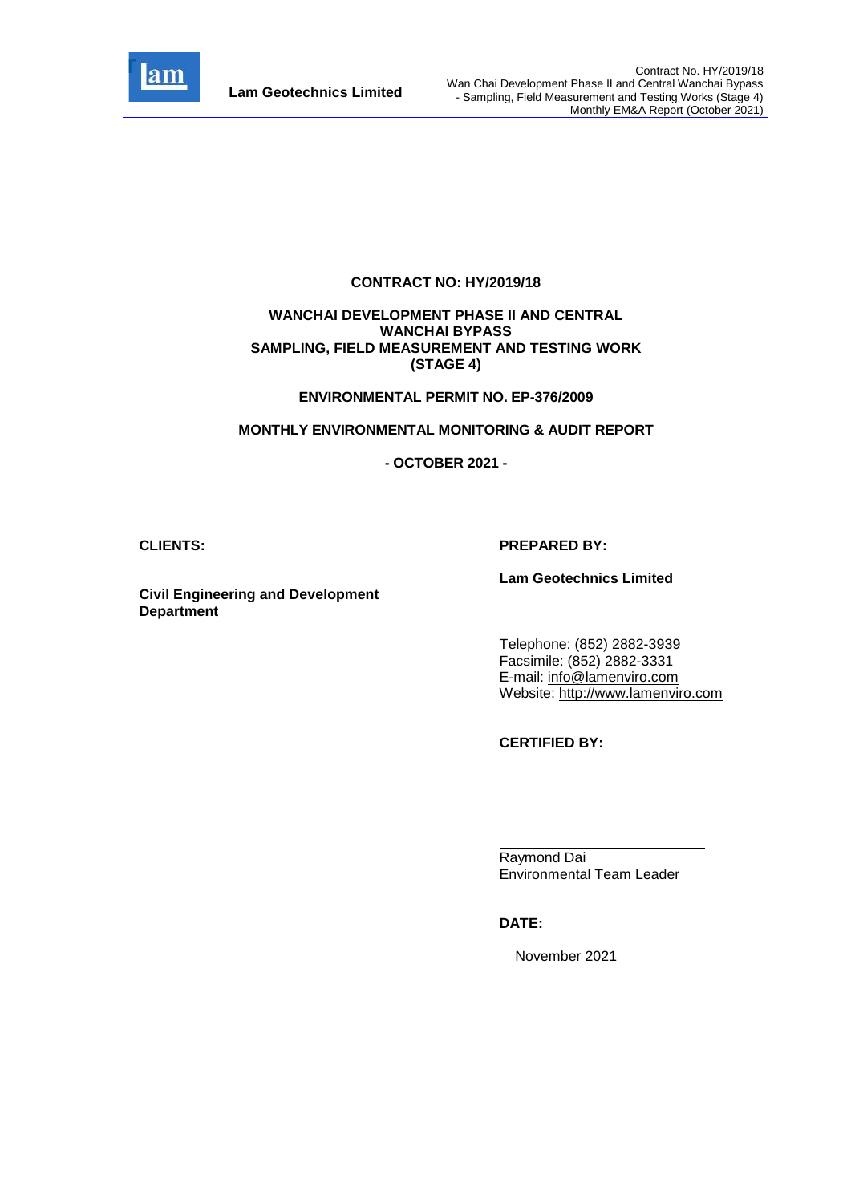**CONTRACT NO: HY/2019/18**

**WANCHAI DEVELOPMENT PHASE II AND CENTRAL WANCHAI BYPASS**
**SAMPLING, FIELD MEASUREMENT AND TESTING WORK (STAGE 4)**

**ENVIRONMENTAL PERMIT NO. EP-376/2009**

**MONTHLY ENVIRONMENTAL MONITORING & AUDIT REPORT**

**- OCTOBER 2021 -**

**CLIENTS:**

**Civil Engineering and Development Department**

**PREPARED BY:**

**Lam Geotechnics Limited**

Telephone: (852) 2882-3939
Facsimile: (852) 2882-3331
E-mail: info@lamenviro.com
Website: http://www.lamenviro.com

**CERTIFIED BY:**

Raymond Dai
Environmental Team Leader

**DATE:**

November 2021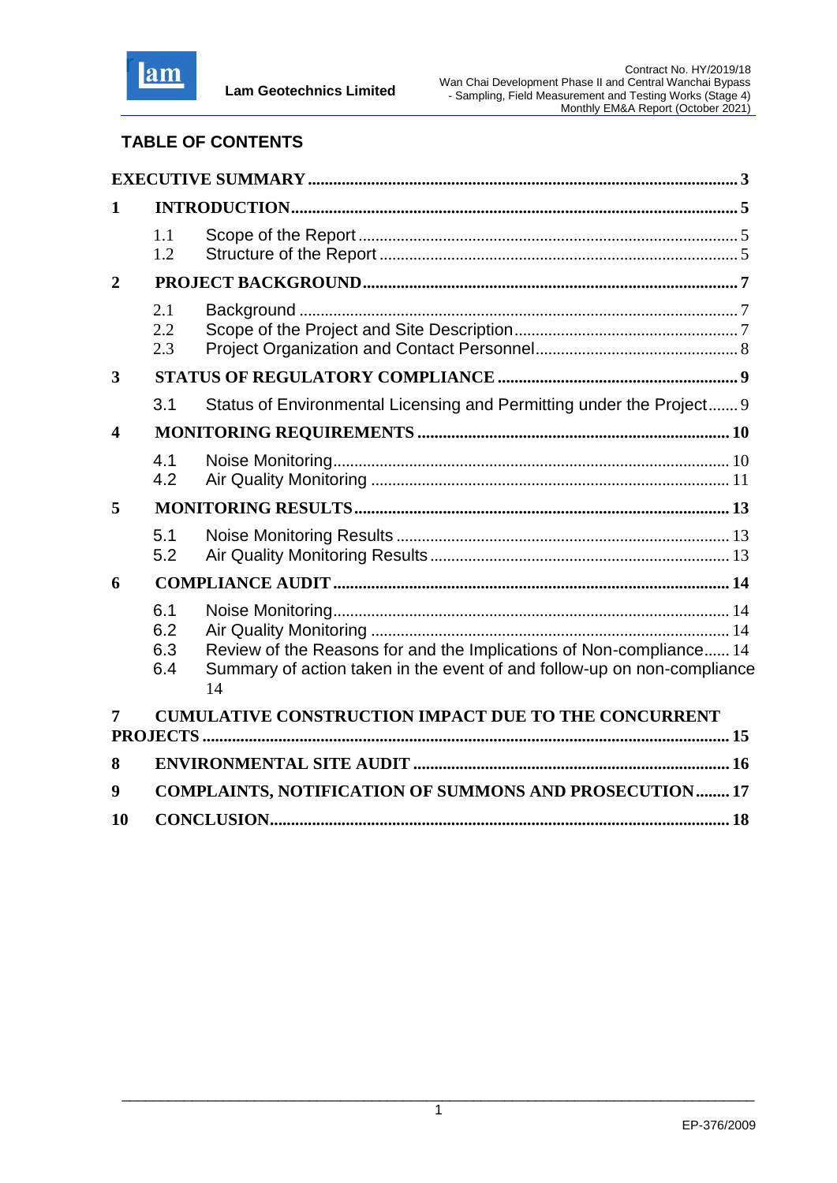## TABLE OF CONTENTS

**EXECUTIVE SUMMARY** ..... **3**

**1 INTRODUCTION** ..... **5**

- 1.1 Scope of the Report ..... 5
- 1.2 Structure of the Report ..... 5

**2 PROJECT BACKGROUND** ..... **7**

- 2.1 Background ..... 7
- 2.2 Scope of the Project and Site Description ..... 7
- 2.3 Project Organization and Contact Personnel ..... 8

**3 STATUS OF REGULATORY COMPLIANCE** ..... **9**

- 3.1 Status of Environmental Licensing and Permitting under the Project ..... 9

**4 MONITORING REQUIREMENTS** ..... **10**

- 4.1 Noise Monitoring ..... 10
- 4.2 Air Quality Monitoring ..... 11

**5 MONITORING RESULTS** ..... **13**

- 5.1 Noise Monitoring Results ..... 13
- 5.2 Air Quality Monitoring Results ..... 13

**6 COMPLIANCE AUDIT** ..... **14**

- 6.1 Noise Monitoring ..... 14
- 6.2 Air Quality Monitoring ..... 14
- 6.3 Review of the Reasons for and the Implications of Non-compliance ..... 14
- 6.4 Summary of action taken in the event of and follow-up on non-compliance ..... 14

**7 CUMULATIVE CONSTRUCTION IMPACT DUE TO THE CONCURRENT PROJECTS** ..... **15**

**8 ENVIRONMENTAL SITE AUDIT** ..... **16**

**9 COMPLAINTS, NOTIFICATION OF SUMMONS AND PROSECUTION** ..... **17**

**10 CONCLUSION** ..... **18**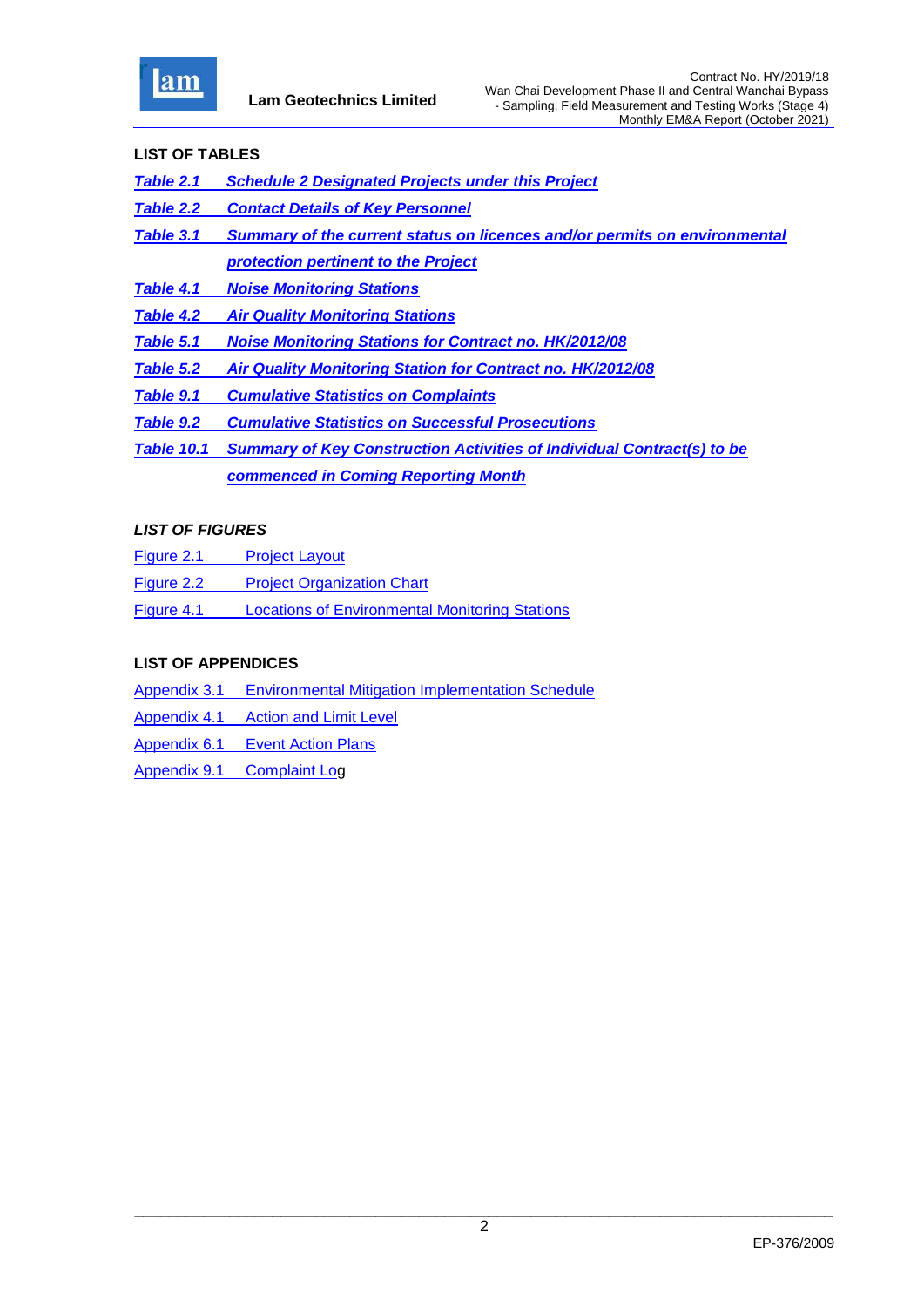**LIST OF TABLES**

***Table 2.1 Schedule 2 Designated Projects under this Project***

***Table 2.2 Contact Details of Key Personnel***

***Table 3.1 Summary of the current status on licences and/or permits on environmental protection pertinent to the Project***

***Table 4.1 Noise Monitoring Stations***

***Table 4.2 Air Quality Monitoring Stations***

***Table 5.1 Noise Monitoring Stations for Contract no. HK/2012/08***

***Table 5.2 Air Quality Monitoring Station for Contract no. HK/2012/08***

***Table 9.1 Cumulative Statistics on Complaints***

***Table 9.2 Cumulative Statistics on Successful Prosecutions***

***Table 10.1 Summary of Key Construction Activities of Individual Contract(s) to be commenced in Coming Reporting Month***

***LIST OF FIGURES***

Figure 2.1 Project Layout

Figure 2.2 Project Organization Chart

Figure 4.1 Locations of Environmental Monitoring Stations

**LIST OF APPENDICES**

Appendix 3.1 Environmental Mitigation Implementation Schedule

Appendix 4.1 Action and Limit Level

Appendix 6.1 Event Action Plans

Appendix 9.1 Complaint Log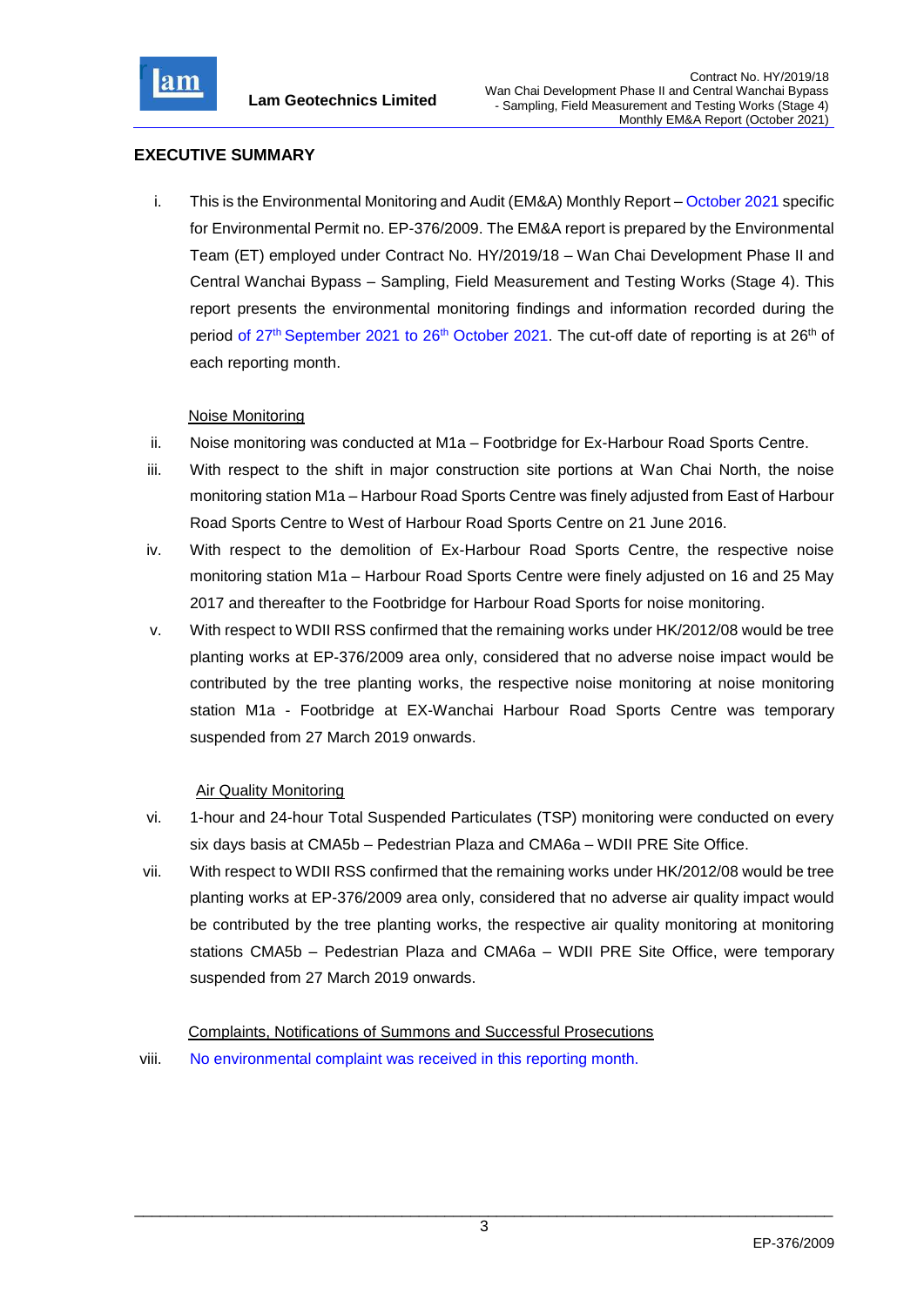## EXECUTIVE SUMMARY

i. This is the Environmental Monitoring and Audit (EM&A) Monthly Report – October 2021 specific for Environmental Permit no. EP-376/2009. The EM&A report is prepared by the Environmental Team (ET) employed under Contract No. HY/2019/18 – Wan Chai Development Phase II and Central Wanchai Bypass – Sampling, Field Measurement and Testing Works (Stage 4). This report presents the environmental monitoring findings and information recorded during the period of 27th September 2021 to 26th October 2021. The cut-off date of reporting is at 26th of each reporting month.

Noise Monitoring

ii. Noise monitoring was conducted at M1a – Footbridge for Ex-Harbour Road Sports Centre.

iii. With respect to the shift in major construction site portions at Wan Chai North, the noise monitoring station M1a – Harbour Road Sports Centre was finely adjusted from East of Harbour Road Sports Centre to West of Harbour Road Sports Centre on 21 June 2016.

iv. With respect to the demolition of Ex-Harbour Road Sports Centre, the respective noise monitoring station M1a – Harbour Road Sports Centre were finely adjusted on 16 and 25 May 2017 and thereafter to the Footbridge for Harbour Road Sports for noise monitoring.

v. With respect to WDII RSS confirmed that the remaining works under HK/2012/08 would be tree planting works at EP-376/2009 area only, considered that no adverse noise impact would be contributed by the tree planting works, the respective noise monitoring at noise monitoring station M1a - Footbridge at EX-Wanchai Harbour Road Sports Centre was temporary suspended from 27 March 2019 onwards.

Air Quality Monitoring

vi. 1-hour and 24-hour Total Suspended Particulates (TSP) monitoring were conducted on every six days basis at CMA5b – Pedestrian Plaza and CMA6a – WDII PRE Site Office.

vii. With respect to WDII RSS confirmed that the remaining works under HK/2012/08 would be tree planting works at EP-376/2009 area only, considered that no adverse air quality impact would be contributed by the tree planting works, the respective air quality monitoring at monitoring stations CMA5b – Pedestrian Plaza and CMA6a – WDII PRE Site Office, were temporary suspended from 27 March 2019 onwards.

Complaints, Notifications of Summons and Successful Prosecutions

viii. No environmental complaint was received in this reporting month.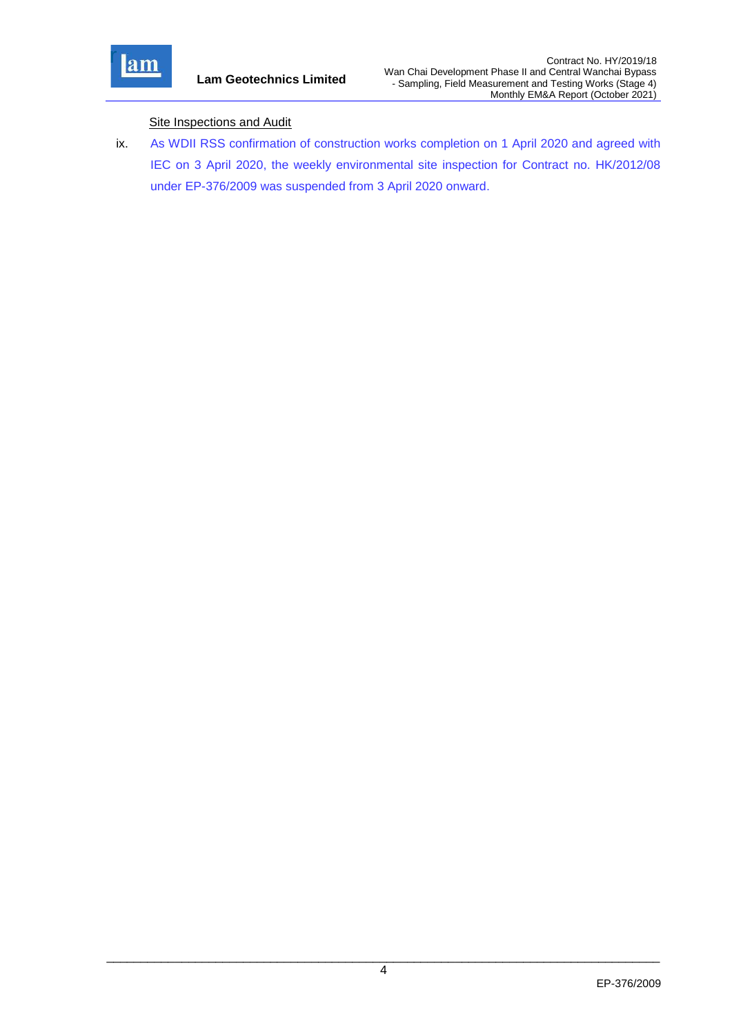Site Inspections and Audit

ix. As WDII RSS confirmation of construction works completion on 1 April 2020 and agreed with IEC on 3 April 2020, the weekly environmental site inspection for Contract no. HK/2012/08 under EP-376/2009 was suspended from 3 April 2020 onward.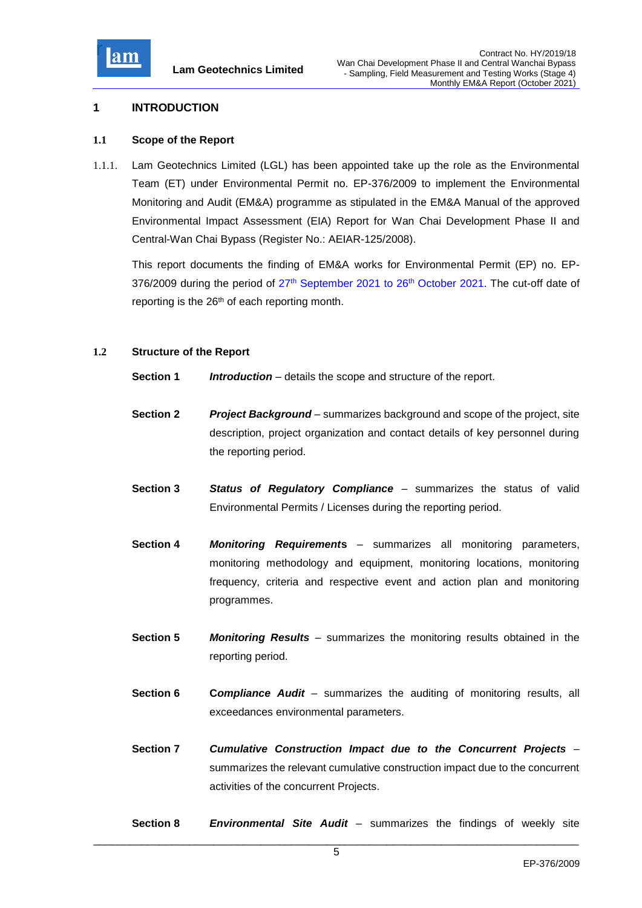# 1 INTRODUCTION

## 1.1 Scope of the Report

1.1.1. Lam Geotechnics Limited (LGL) has been appointed take up the role as the Environmental Team (ET) under Environmental Permit no. EP-376/2009 to implement the Environmental Monitoring and Audit (EM&A) programme as stipulated in the EM&A Manual of the approved Environmental Impact Assessment (EIA) Report for Wan Chai Development Phase II and Central-Wan Chai Bypass (Register No.: AEIAR-125/2008).

This report documents the finding of EM&A works for Environmental Permit (EP) no. EP-376/2009 during the period of 27th September 2021 to 26th October 2021. The cut-off date of reporting is the 26th of each reporting month.

## 1.2 Structure of the Report

**Section 1** ***Introduction*** – details the scope and structure of the report.

**Section 2** ***Project Background*** – summarizes background and scope of the project, site description, project organization and contact details of key personnel during the reporting period.

**Section 3** ***Status of Regulatory Compliance*** – summarizes the status of valid Environmental Permits / Licenses during the reporting period.

**Section 4** ***Monitoring Requirements*** – summarizes all monitoring parameters, monitoring methodology and equipment, monitoring locations, monitoring frequency, criteria and respective event and action plan and monitoring programmes.

**Section 5** ***Monitoring Results*** – summarizes the monitoring results obtained in the reporting period.

**Section 6** ***Compliance Audit*** – summarizes the auditing of monitoring results, all exceedances environmental parameters.

**Section 7** ***Cumulative Construction Impact due to the Concurrent Projects*** – summarizes the relevant cumulative construction impact due to the concurrent activities of the concurrent Projects.

**Section 8** ***Environmental Site Audit*** – summarizes the findings of weekly site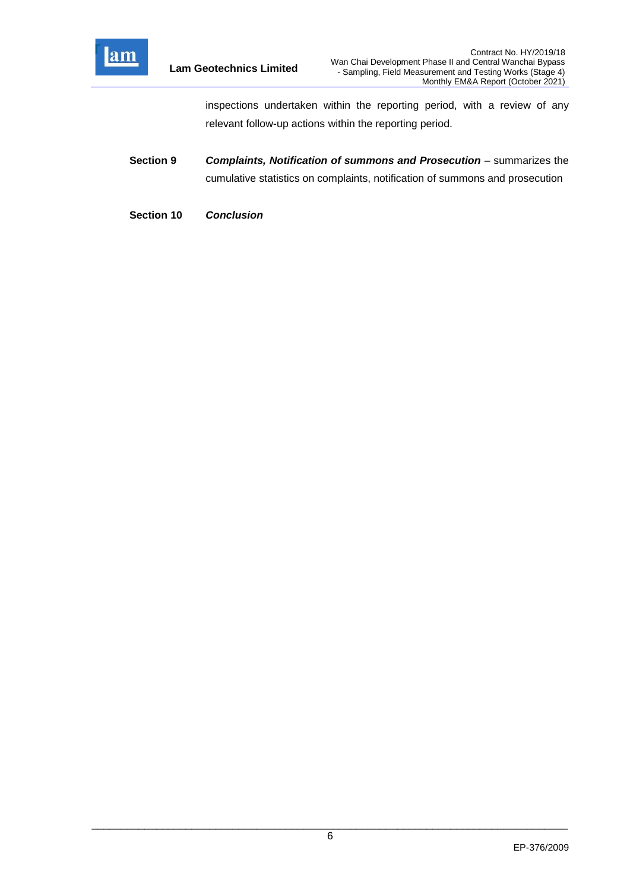inspections undertaken within the reporting period, with a review of any relevant follow-up actions within the reporting period.

**Section 9** ***Complaints, Notification of summons and Prosecution*** – summarizes the cumulative statistics on complaints, notification of summons and prosecution

**Section 10** ***Conclusion***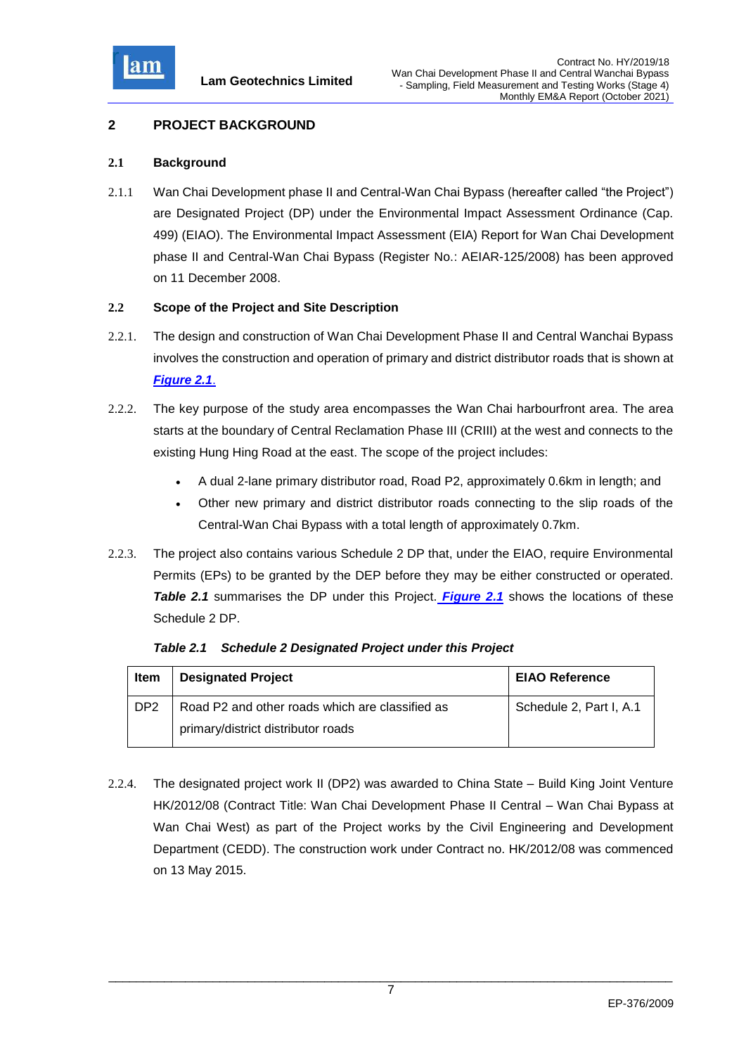## 2 PROJECT BACKGROUND

### 2.1 Background

2.1.1 Wan Chai Development phase II and Central-Wan Chai Bypass (hereafter called "the Project") are Designated Project (DP) under the Environmental Impact Assessment Ordinance (Cap. 499) (EIAO). The Environmental Impact Assessment (EIA) Report for Wan Chai Development phase II and Central-Wan Chai Bypass (Register No.: AEIAR-125/2008) has been approved on 11 December 2008.

### 2.2 Scope of the Project and Site Description

2.2.1. The design and construction of Wan Chai Development Phase II and Central Wanchai Bypass involves the construction and operation of primary and district distributor roads that is shown at ***Figure 2.1***.

2.2.2. The key purpose of the study area encompasses the Wan Chai harbourfront area. The area starts at the boundary of Central Reclamation Phase III (CRIII) at the west and connects to the existing Hung Hing Road at the east. The scope of the project includes:

- A dual 2-lane primary distributor road, Road P2, approximately 0.6km in length; and
- Other new primary and district distributor roads connecting to the slip roads of the Central-Wan Chai Bypass with a total length of approximately 0.7km.

2.2.3. The project also contains various Schedule 2 DP that, under the EIAO, require Environmental Permits (EPs) to be granted by the DEP before they may be either constructed or operated. ***Table 2.1*** summarises the DP under this Project. ***Figure 2.1*** shows the locations of these Schedule 2 DP.

***Table 2.1 Schedule 2 Designated Project under this Project***

| Item | Designated Project | EIAO Reference |
|---|---|---|
| DP2 | Road P2 and other roads which are classified as primary/district distributor roads | Schedule 2, Part I, A.1 |

2.2.4. The designated project work II (DP2) was awarded to China State – Build King Joint Venture HK/2012/08 (Contract Title: Wan Chai Development Phase II Central – Wan Chai Bypass at Wan Chai West) as part of the Project works by the Civil Engineering and Development Department (CEDD). The construction work under Contract no. HK/2012/08 was commenced on 13 May 2015.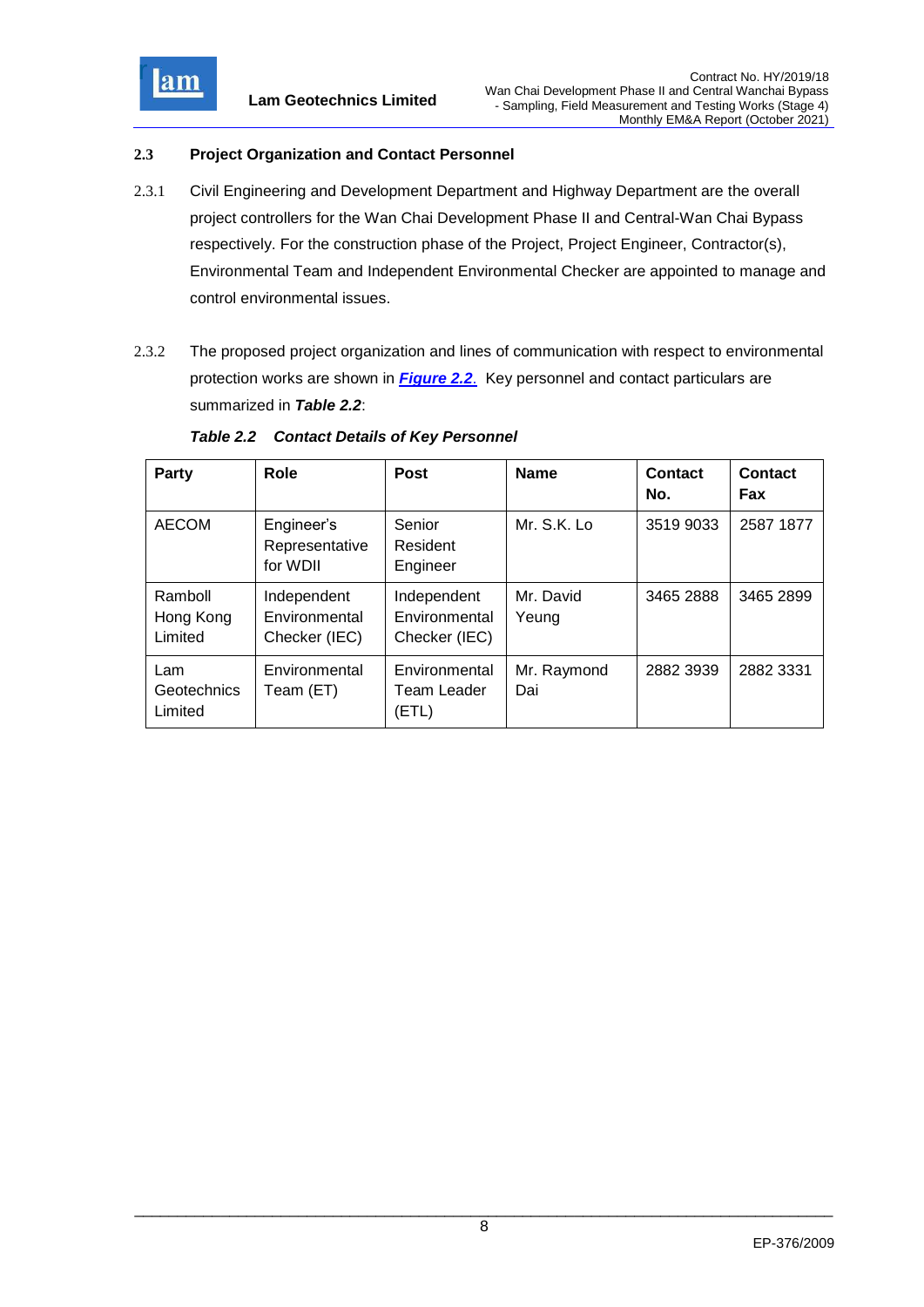## 2.3 Project Organization and Contact Personnel

2.3.1 Civil Engineering and Development Department and Highway Department are the overall project controllers for the Wan Chai Development Phase II and Central-Wan Chai Bypass respectively. For the construction phase of the Project, Project Engineer, Contractor(s), Environmental Team and Independent Environmental Checker are appointed to manage and control environmental issues.

2.3.2 The proposed project organization and lines of communication with respect to environmental protection works are shown in ***Figure 2.2***. Key personnel and contact particulars are summarized in ***Table 2.2***:

***Table 2.2 Contact Details of Key Personnel***

| Party | Role | Post | Name | Contact No. | Contact Fax |
|---|---|---|---|---|---|
| AECOM | Engineer's Representative for WDII | Senior Resident Engineer | Mr. S.K. Lo | 3519 9033 | 2587 1877 |
| Ramboll Hong Kong Limited | Independent Environmental Checker (IEC) | Independent Environmental Checker (IEC) | Mr. David Yeung | 3465 2888 | 3465 2899 |
| Lam Geotechnics Limited | Environmental Team (ET) | Environmental Team Leader (ETL) | Mr. Raymond Dai | 2882 3939 | 2882 3331 |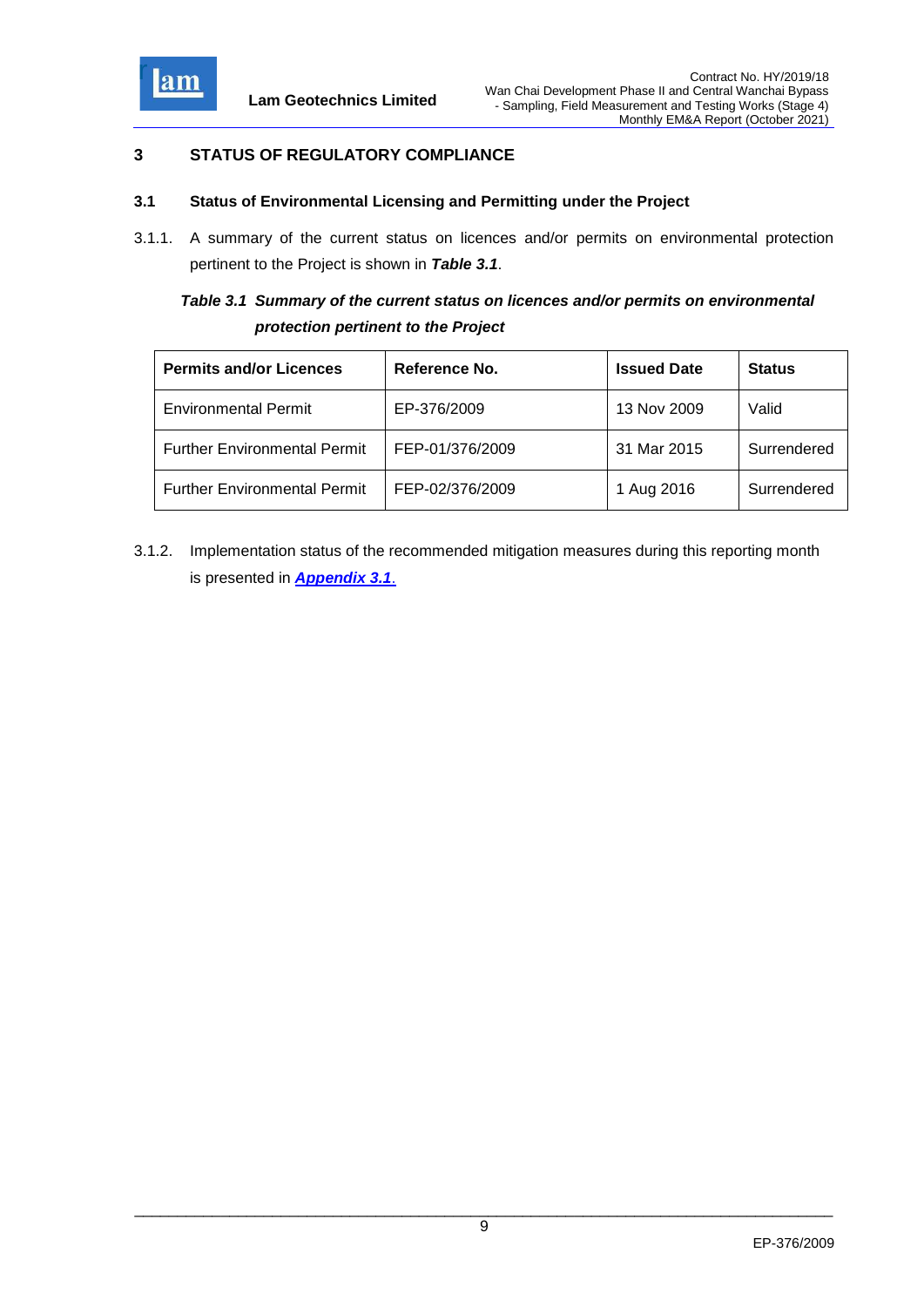# 3 STATUS OF REGULATORY COMPLIANCE

## 3.1 Status of Environmental Licensing and Permitting under the Project

3.1.1. A summary of the current status on licences and/or permits on environmental protection pertinent to the Project is shown in ***Table 3.1***.

***Table 3.1 Summary of the current status on licences and/or permits on environmental protection pertinent to the Project***

| Permits and/or Licences | Reference No. | Issued Date | Status |
|---|---|---|---|
| Environmental Permit | EP-376/2009 | 13 Nov 2009 | Valid |
| Further Environmental Permit | FEP-01/376/2009 | 31 Mar 2015 | Surrendered |
| Further Environmental Permit | FEP-02/376/2009 | 1 Aug 2016 | Surrendered |

3.1.2. Implementation status of the recommended mitigation measures during this reporting month is presented in ***Appendix 3.1***.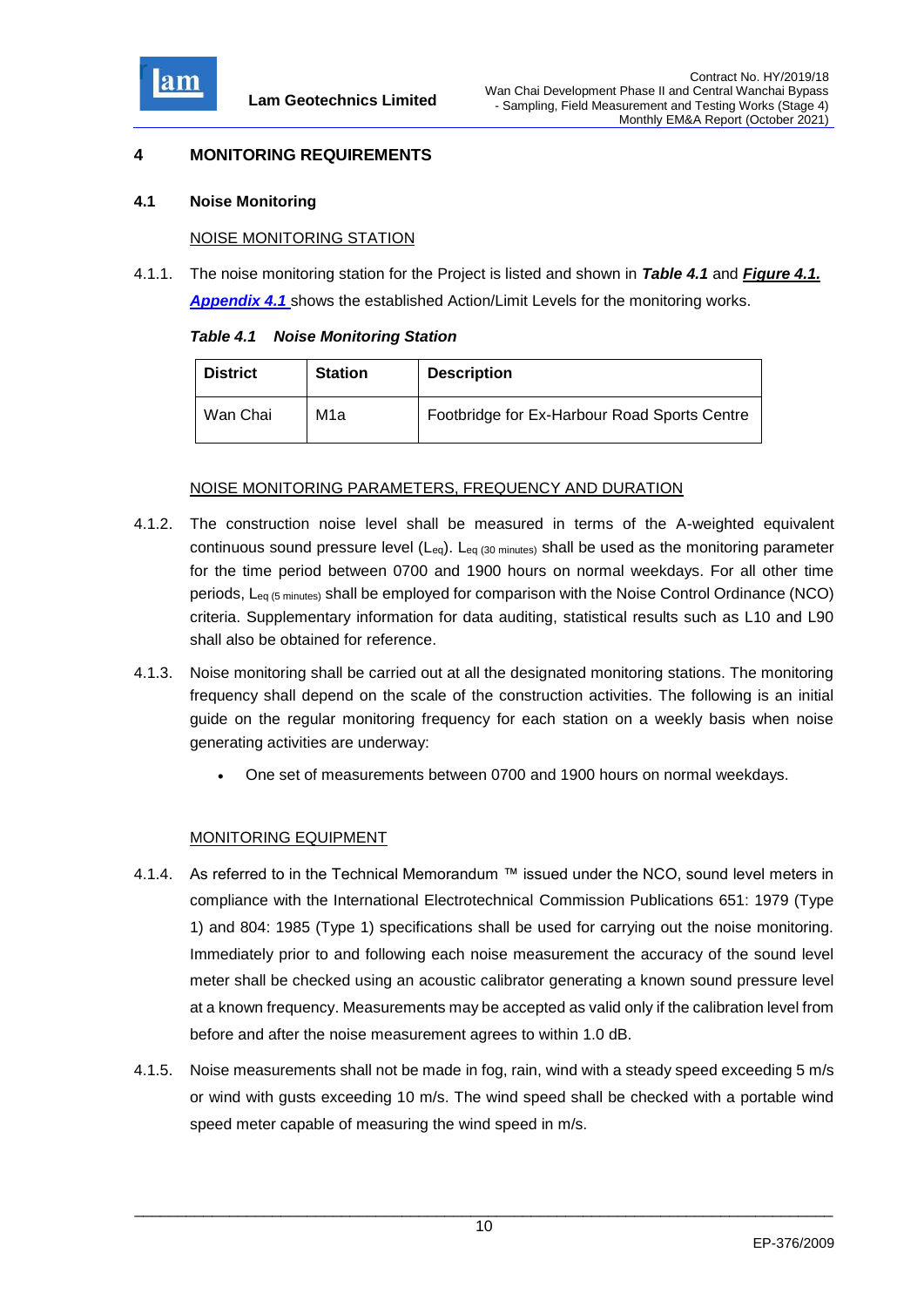# 4 MONITORING REQUIREMENTS

## 4.1 Noise Monitoring

NOISE MONITORING STATION

4.1.1. The noise monitoring station for the Project is listed and shown in ***Table 4.1*** and ***Figure 4.1.*** ***Appendix 4.1*** shows the established Action/Limit Levels for the monitoring works.

***Table 4.1 Noise Monitoring Station***

| District | Station | Description |
|---|---|---|
| Wan Chai | M1a | Footbridge for Ex-Harbour Road Sports Centre |

NOISE MONITORING PARAMETERS, FREQUENCY AND DURATION

4.1.2. The construction noise level shall be measured in terms of the A-weighted equivalent continuous sound pressure level ($L_{eq}$). $L_{eq\ (30\ minutes)}$ shall be used as the monitoring parameter for the time period between 0700 and 1900 hours on normal weekdays. For all other time periods, $L_{eq\ (5\ minutes)}$ shall be employed for comparison with the Noise Control Ordinance (NCO) criteria. Supplementary information for data auditing, statistical results such as L10 and L90 shall also be obtained for reference.

4.1.3. Noise monitoring shall be carried out at all the designated monitoring stations. The monitoring frequency shall depend on the scale of the construction activities. The following is an initial guide on the regular monitoring frequency for each station on a weekly basis when noise generating activities are underway:

- One set of measurements between 0700 and 1900 hours on normal weekdays.

MONITORING EQUIPMENT

4.1.4. As referred to in the Technical Memorandum ™ issued under the NCO, sound level meters in compliance with the International Electrotechnical Commission Publications 651: 1979 (Type 1) and 804: 1985 (Type 1) specifications shall be used for carrying out the noise monitoring. Immediately prior to and following each noise measurement the accuracy of the sound level meter shall be checked using an acoustic calibrator generating a known sound pressure level at a known frequency. Measurements may be accepted as valid only if the calibration level from before and after the noise measurement agrees to within 1.0 dB.

4.1.5. Noise measurements shall not be made in fog, rain, wind with a steady speed exceeding 5 m/s or wind with gusts exceeding 10 m/s. The wind speed shall be checked with a portable wind speed meter capable of measuring the wind speed in m/s.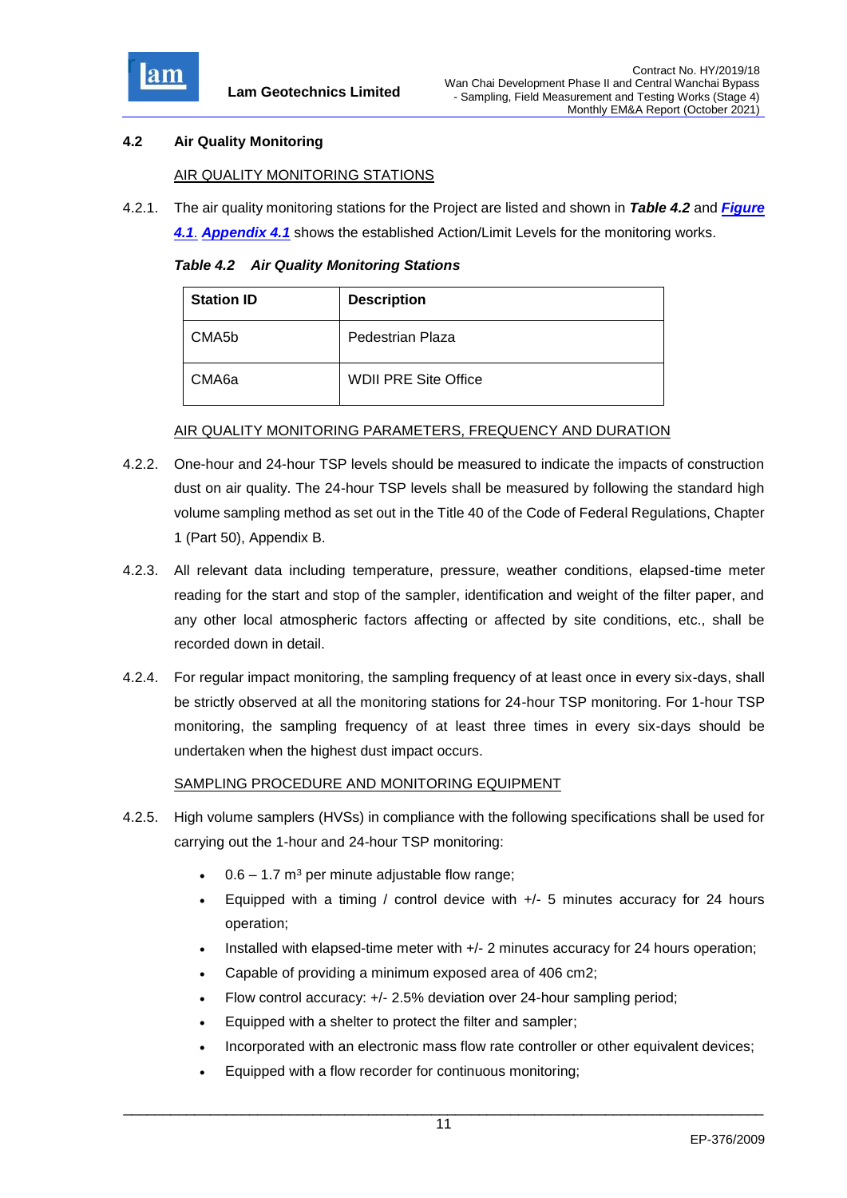## 4.2 Air Quality Monitoring

AIR QUALITY MONITORING STATIONS

4.2.1. The air quality monitoring stations for the Project are listed and shown in ***Table 4.2*** and ***Figure 4.1***. ***Appendix 4.1*** shows the established Action/Limit Levels for the monitoring works.

***Table 4.2 Air Quality Monitoring Stations***

| Station ID | Description |
|---|---|
| CMA5b | Pedestrian Plaza |
| CMA6a | WDII PRE Site Office |

AIR QUALITY MONITORING PARAMETERS, FREQUENCY AND DURATION

4.2.2. One-hour and 24-hour TSP levels should be measured to indicate the impacts of construction dust on air quality. The 24-hour TSP levels shall be measured by following the standard high volume sampling method as set out in the Title 40 of the Code of Federal Regulations, Chapter 1 (Part 50), Appendix B.

4.2.3. All relevant data including temperature, pressure, weather conditions, elapsed-time meter reading for the start and stop of the sampler, identification and weight of the filter paper, and any other local atmospheric factors affecting or affected by site conditions, etc., shall be recorded down in detail.

4.2.4. For regular impact monitoring, the sampling frequency of at least once in every six-days, shall be strictly observed at all the monitoring stations for 24-hour TSP monitoring. For 1-hour TSP monitoring, the sampling frequency of at least three times in every six-days should be undertaken when the highest dust impact occurs.

SAMPLING PROCEDURE AND MONITORING EQUIPMENT

4.2.5. High volume samplers (HVSs) in compliance with the following specifications shall be used for carrying out the 1-hour and 24-hour TSP monitoring:

- 0.6 – 1.7 $m^3$ per minute adjustable flow range;
- Equipped with a timing / control device with +/- 5 minutes accuracy for 24 hours operation;
- Installed with elapsed-time meter with +/- 2 minutes accuracy for 24 hours operation;
- Capable of providing a minimum exposed area of 406 cm2;
- Flow control accuracy: +/- 2.5% deviation over 24-hour sampling period;
- Equipped with a shelter to protect the filter and sampler;
- Incorporated with an electronic mass flow rate controller or other equivalent devices;
- Equipped with a flow recorder for continuous monitoring;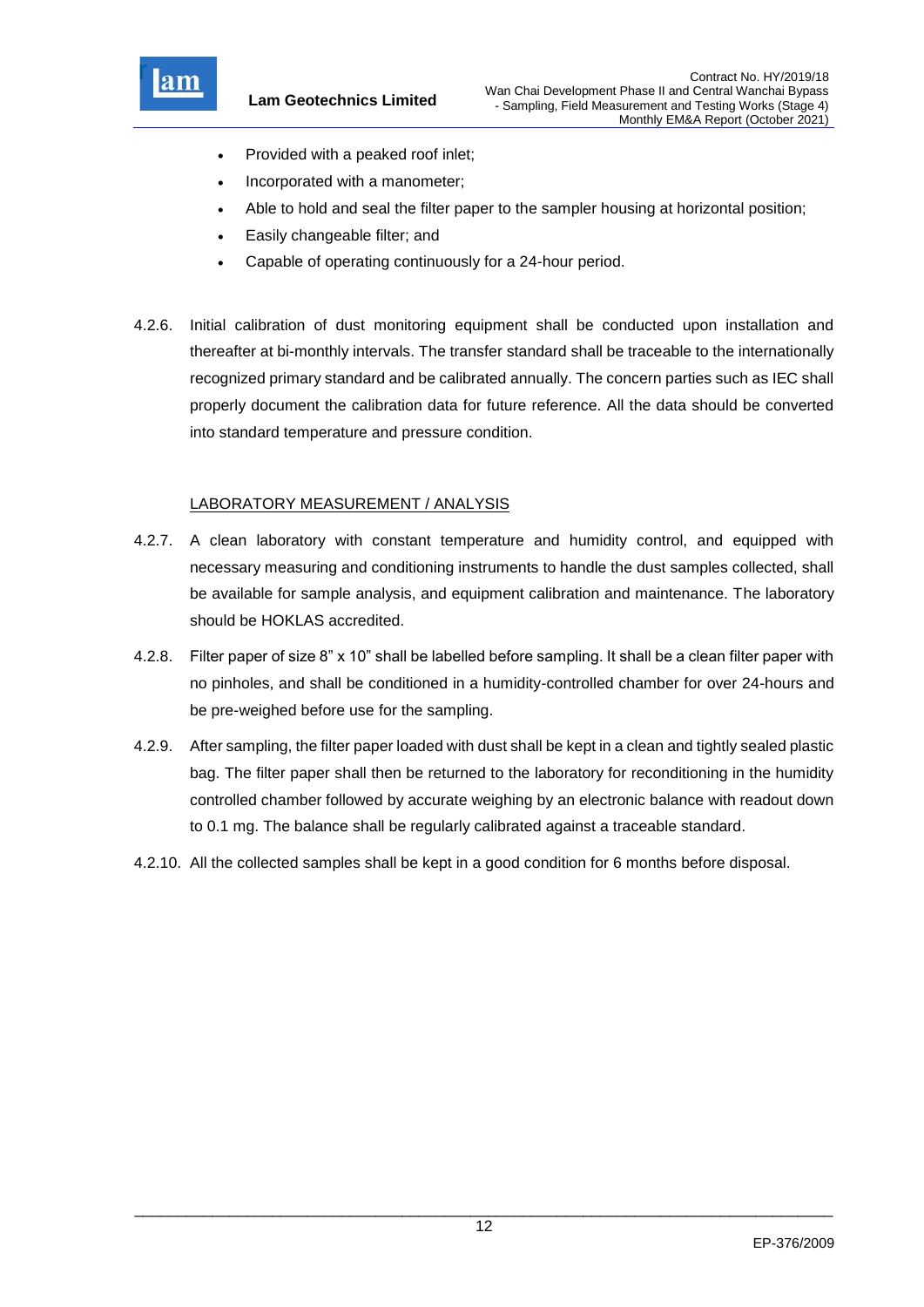- Provided with a peaked roof inlet;
- Incorporated with a manometer;
- Able to hold and seal the filter paper to the sampler housing at horizontal position;
- Easily changeable filter; and
- Capable of operating continuously for a 24-hour period.

4.2.6. Initial calibration of dust monitoring equipment shall be conducted upon installation and thereafter at bi-monthly intervals. The transfer standard shall be traceable to the internationally recognized primary standard and be calibrated annually. The concern parties such as IEC shall properly document the calibration data for future reference. All the data should be converted into standard temperature and pressure condition.

LABORATORY MEASUREMENT / ANALYSIS

4.2.7. A clean laboratory with constant temperature and humidity control, and equipped with necessary measuring and conditioning instruments to handle the dust samples collected, shall be available for sample analysis, and equipment calibration and maintenance. The laboratory should be HOKLAS accredited.

4.2.8. Filter paper of size 8" x 10" shall be labelled before sampling. It shall be a clean filter paper with no pinholes, and shall be conditioned in a humidity-controlled chamber for over 24-hours and be pre-weighed before use for the sampling.

4.2.9. After sampling, the filter paper loaded with dust shall be kept in a clean and tightly sealed plastic bag. The filter paper shall then be returned to the laboratory for reconditioning in the humidity controlled chamber followed by accurate weighing by an electronic balance with readout down to 0.1 mg. The balance shall be regularly calibrated against a traceable standard.

4.2.10. All the collected samples shall be kept in a good condition for 6 months before disposal.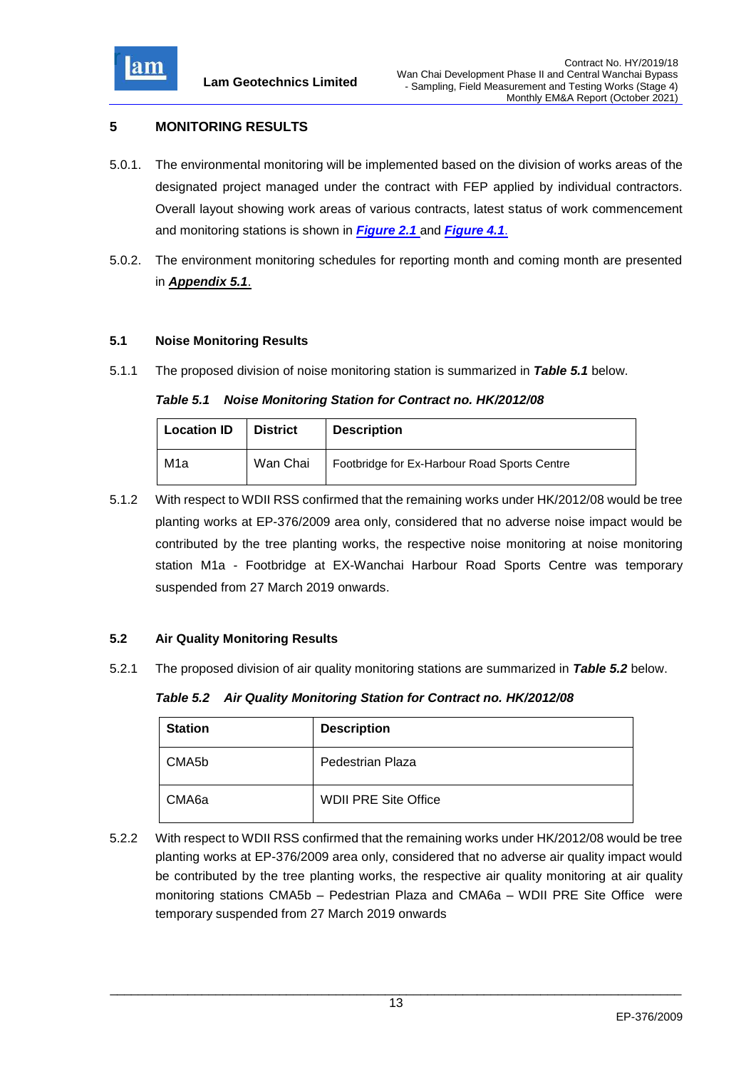# 5 MONITORING RESULTS

5.0.1. The environmental monitoring will be implemented based on the division of works areas of the designated project managed under the contract with FEP applied by individual contractors. Overall layout showing work areas of various contracts, latest status of work commencement and monitoring stations is shown in ***Figure 2.1*** and ***Figure 4.1***.

5.0.2. The environment monitoring schedules for reporting month and coming month are presented in ***Appendix 5.1***.

## 5.1 Noise Monitoring Results

5.1.1 The proposed division of noise monitoring station is summarized in ***Table 5.1*** below.

***Table 5.1 Noise Monitoring Station for Contract no. HK/2012/08***

| Location ID | District | Description |
|---|---|---|
| M1a | Wan Chai | Footbridge for Ex-Harbour Road Sports Centre |

5.1.2 With respect to WDII RSS confirmed that the remaining works under HK/2012/08 would be tree planting works at EP-376/2009 area only, considered that no adverse noise impact would be contributed by the tree planting works, the respective noise monitoring at noise monitoring station M1a - Footbridge at EX-Wanchai Harbour Road Sports Centre was temporary suspended from 27 March 2019 onwards.

## 5.2 Air Quality Monitoring Results

5.2.1 The proposed division of air quality monitoring stations are summarized in ***Table 5.2*** below.

***Table 5.2 Air Quality Monitoring Station for Contract no. HK/2012/08***

| Station | Description |
|---|---|
| CMA5b | Pedestrian Plaza |
| CMA6a | WDII PRE Site Office |

5.2.2 With respect to WDII RSS confirmed that the remaining works under HK/2012/08 would be tree planting works at EP-376/2009 area only, considered that no adverse air quality impact would be contributed by the tree planting works, the respective air quality monitoring at air quality monitoring stations CMA5b – Pedestrian Plaza and CMA6a – WDII PRE Site Office were temporary suspended from 27 March 2019 onwards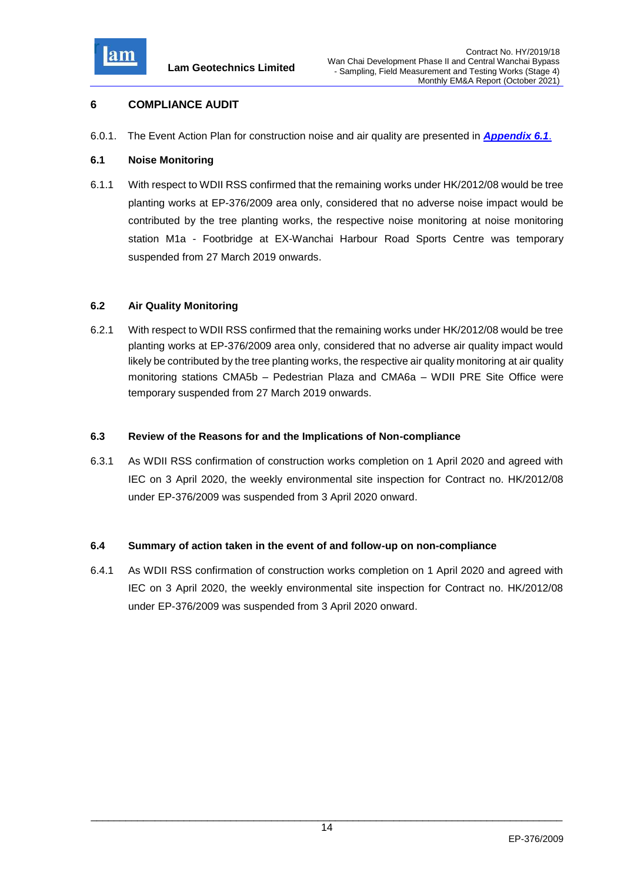# 6 COMPLIANCE AUDIT

6.0.1. The Event Action Plan for construction noise and air quality are presented in ***Appendix 6.1***.

## 6.1 Noise Monitoring

6.1.1 With respect to WDII RSS confirmed that the remaining works under HK/2012/08 would be tree planting works at EP-376/2009 area only, considered that no adverse noise impact would be contributed by the tree planting works, the respective noise monitoring at noise monitoring station M1a - Footbridge at EX-Wanchai Harbour Road Sports Centre was temporary suspended from 27 March 2019 onwards.

## 6.2 Air Quality Monitoring

6.2.1 With respect to WDII RSS confirmed that the remaining works under HK/2012/08 would be tree planting works at EP-376/2009 area only, considered that no adverse air quality impact would likely be contributed by the tree planting works, the respective air quality monitoring at air quality monitoring stations CMA5b – Pedestrian Plaza and CMA6a – WDII PRE Site Office were temporary suspended from 27 March 2019 onwards.

## 6.3 Review of the Reasons for and the Implications of Non-compliance

6.3.1 As WDII RSS confirmation of construction works completion on 1 April 2020 and agreed with IEC on 3 April 2020, the weekly environmental site inspection for Contract no. HK/2012/08 under EP-376/2009 was suspended from 3 April 2020 onward.

## 6.4 Summary of action taken in the event of and follow-up on non-compliance

6.4.1 As WDII RSS confirmation of construction works completion on 1 April 2020 and agreed with IEC on 3 April 2020, the weekly environmental site inspection for Contract no. HK/2012/08 under EP-376/2009 was suspended from 3 April 2020 onward.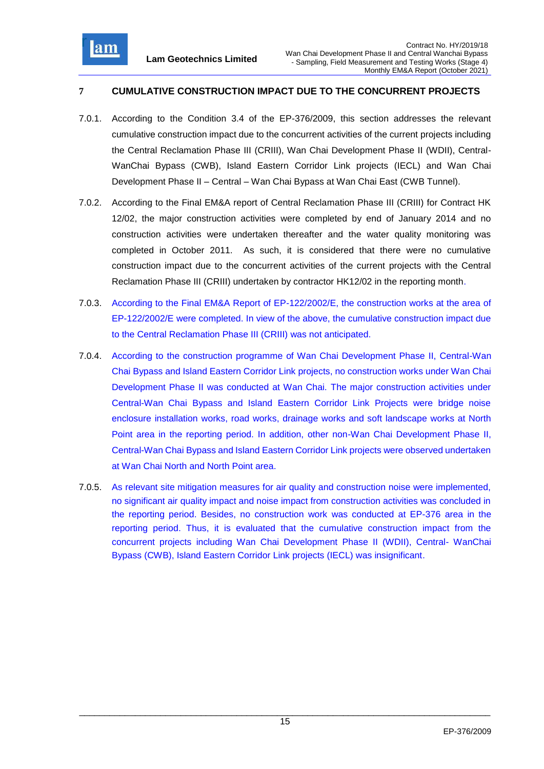# 7 CUMULATIVE CONSTRUCTION IMPACT DUE TO THE CONCURRENT PROJECTS

7.0.1. According to the Condition 3.4 of the EP-376/2009, this section addresses the relevant cumulative construction impact due to the concurrent activities of the current projects including the Central Reclamation Phase III (CRIII), Wan Chai Development Phase II (WDII), Central-WanChai Bypass (CWB), Island Eastern Corridor Link projects (IECL) and Wan Chai Development Phase II – Central – Wan Chai Bypass at Wan Chai East (CWB Tunnel).

7.0.2. According to the Final EM&A report of Central Reclamation Phase III (CRIII) for Contract HK 12/02, the major construction activities were completed by end of January 2014 and no construction activities were undertaken thereafter and the water quality monitoring was completed in October 2011. As such, it is considered that there were no cumulative construction impact due to the concurrent activities of the current projects with the Central Reclamation Phase III (CRIII) undertaken by contractor HK12/02 in the reporting month.

7.0.3. According to the Final EM&A Report of EP-122/2002/E, the construction works at the area of EP-122/2002/E were completed. In view of the above, the cumulative construction impact due to the Central Reclamation Phase III (CRIII) was not anticipated.

7.0.4. According to the construction programme of Wan Chai Development Phase II, Central-Wan Chai Bypass and Island Eastern Corridor Link projects, no construction works under Wan Chai Development Phase II was conducted at Wan Chai. The major construction activities under Central-Wan Chai Bypass and Island Eastern Corridor Link Projects were bridge noise enclosure installation works, road works, drainage works and soft landscape works at North Point area in the reporting period. In addition, other non-Wan Chai Development Phase II, Central-Wan Chai Bypass and Island Eastern Corridor Link projects were observed undertaken at Wan Chai North and North Point area.

7.0.5. As relevant site mitigation measures for air quality and construction noise were implemented, no significant air quality impact and noise impact from construction activities was concluded in the reporting period. Besides, no construction work was conducted at EP-376 area in the reporting period. Thus, it is evaluated that the cumulative construction impact from the concurrent projects including Wan Chai Development Phase II (WDII), Central- WanChai Bypass (CWB), Island Eastern Corridor Link projects (IECL) was insignificant.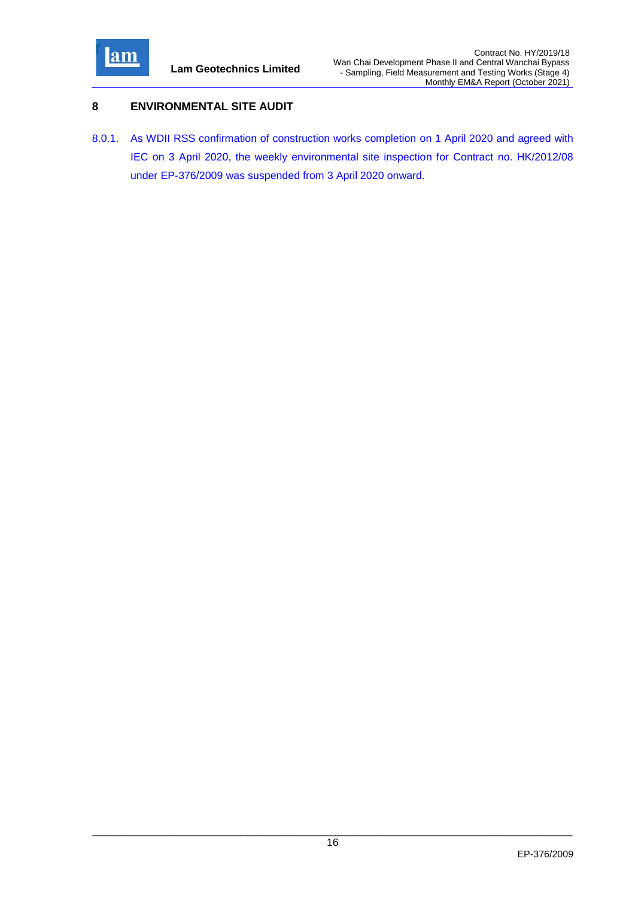# 8 ENVIRONMENTAL SITE AUDIT

8.0.1. As WDII RSS confirmation of construction works completion on 1 April 2020 and agreed with IEC on 3 April 2020, the weekly environmental site inspection for Contract no. HK/2012/08 under EP-376/2009 was suspended from 3 April 2020 onward.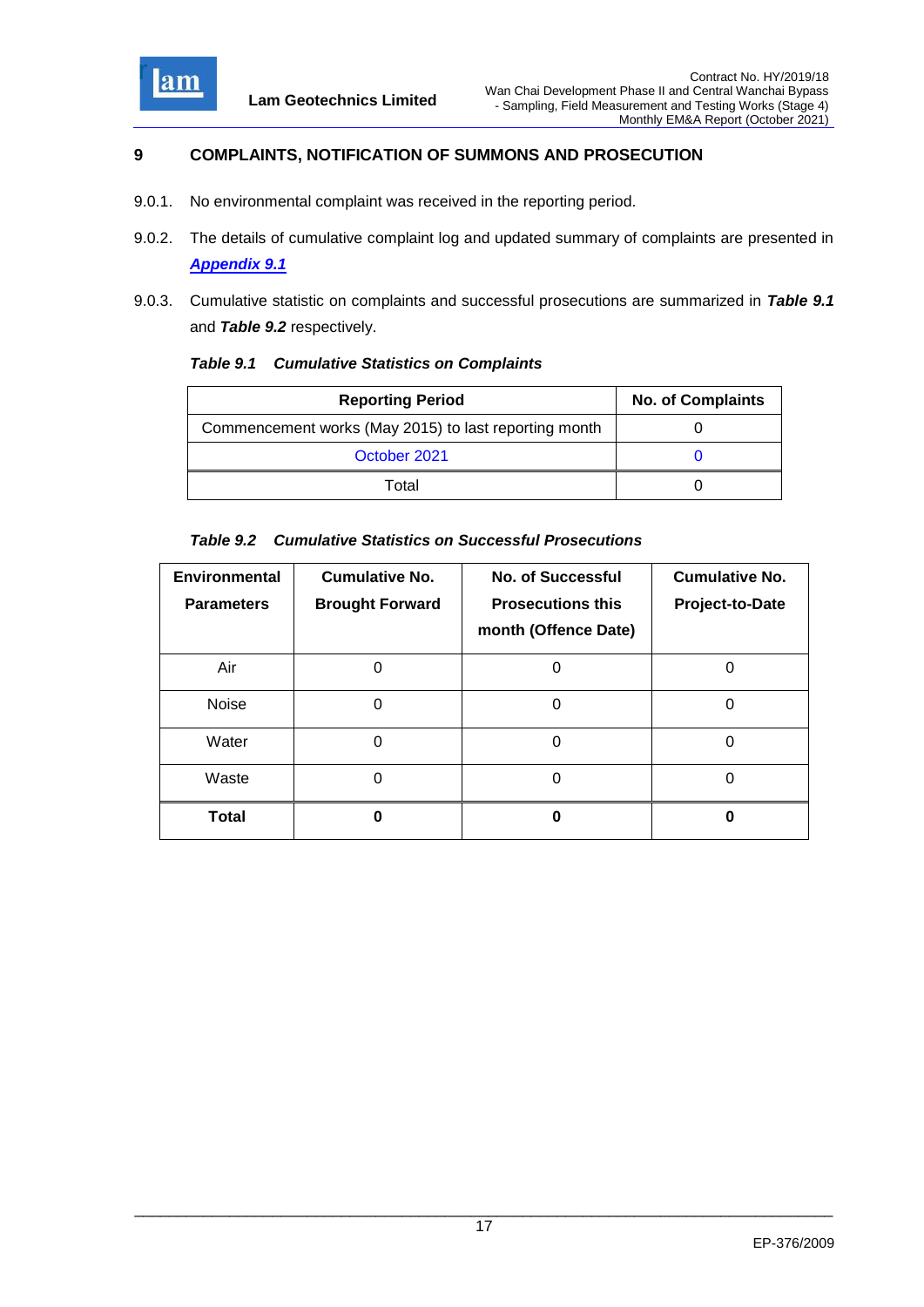## 9 COMPLAINTS, NOTIFICATION OF SUMMONS AND PROSECUTION

9.0.1. No environmental complaint was received in the reporting period.

9.0.2. The details of cumulative complaint log and updated summary of complaints are presented in ***Appendix 9.1***

9.0.3. Cumulative statistic on complaints and successful prosecutions are summarized in ***Table 9.1*** and ***Table 9.2*** respectively.

***Table 9.1 Cumulative Statistics on Complaints***

| Reporting Period | No. of Complaints |
|---|---|
| Commencement works (May 2015) to last reporting month | 0 |
| October 2021 | 0 |
| Total | 0 |

***Table 9.2 Cumulative Statistics on Successful Prosecutions***

| Environmental Parameters | Cumulative No. Brought Forward | No. of Successful Prosecutions this month (Offence Date) | Cumulative No. Project-to-Date |
|---|---|---|---|
| Air | 0 | 0 | 0 |
| Noise | 0 | 0 | 0 |
| Water | 0 | 0 | 0 |
| Waste | 0 | 0 | 0 |
| **Total** | **0** | **0** | **0** |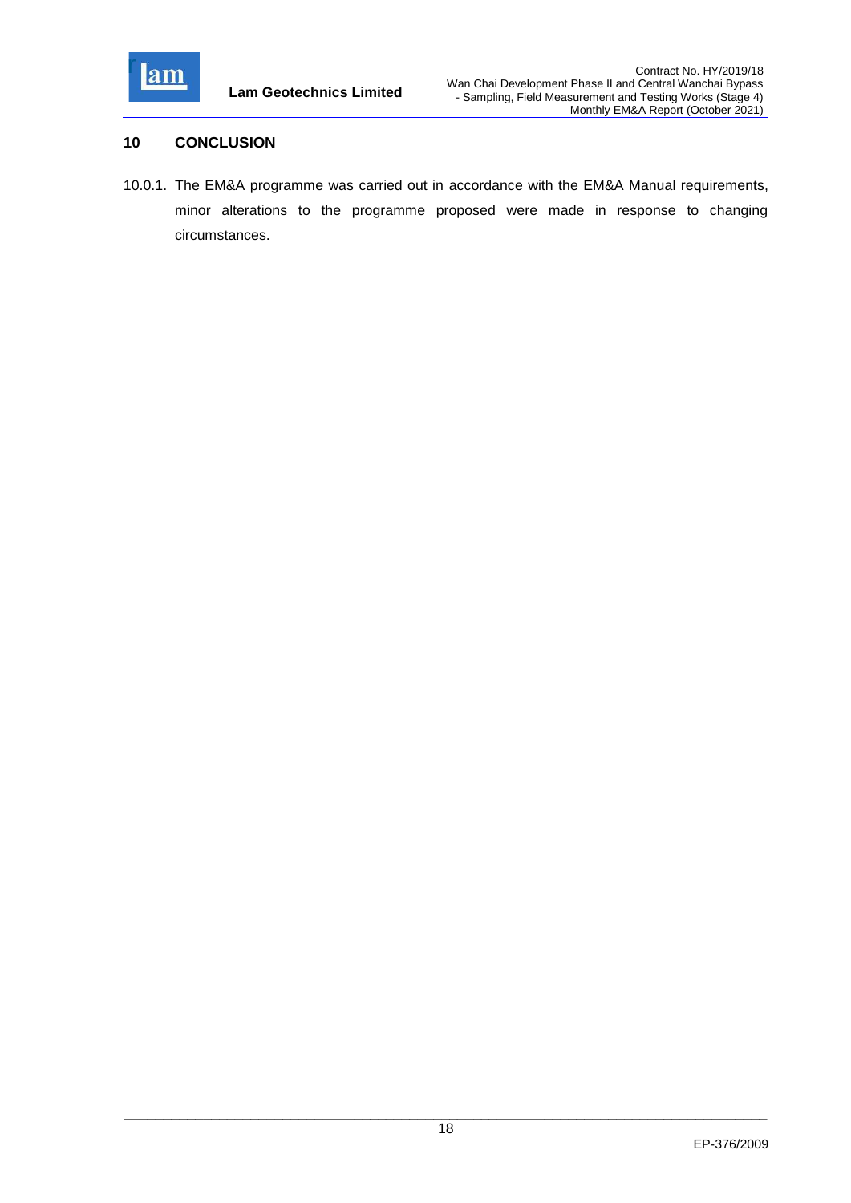## 10 CONCLUSION

10.0.1. The EM&A programme was carried out in accordance with the EM&A Manual requirements, minor alterations to the programme proposed were made in response to changing circumstances.